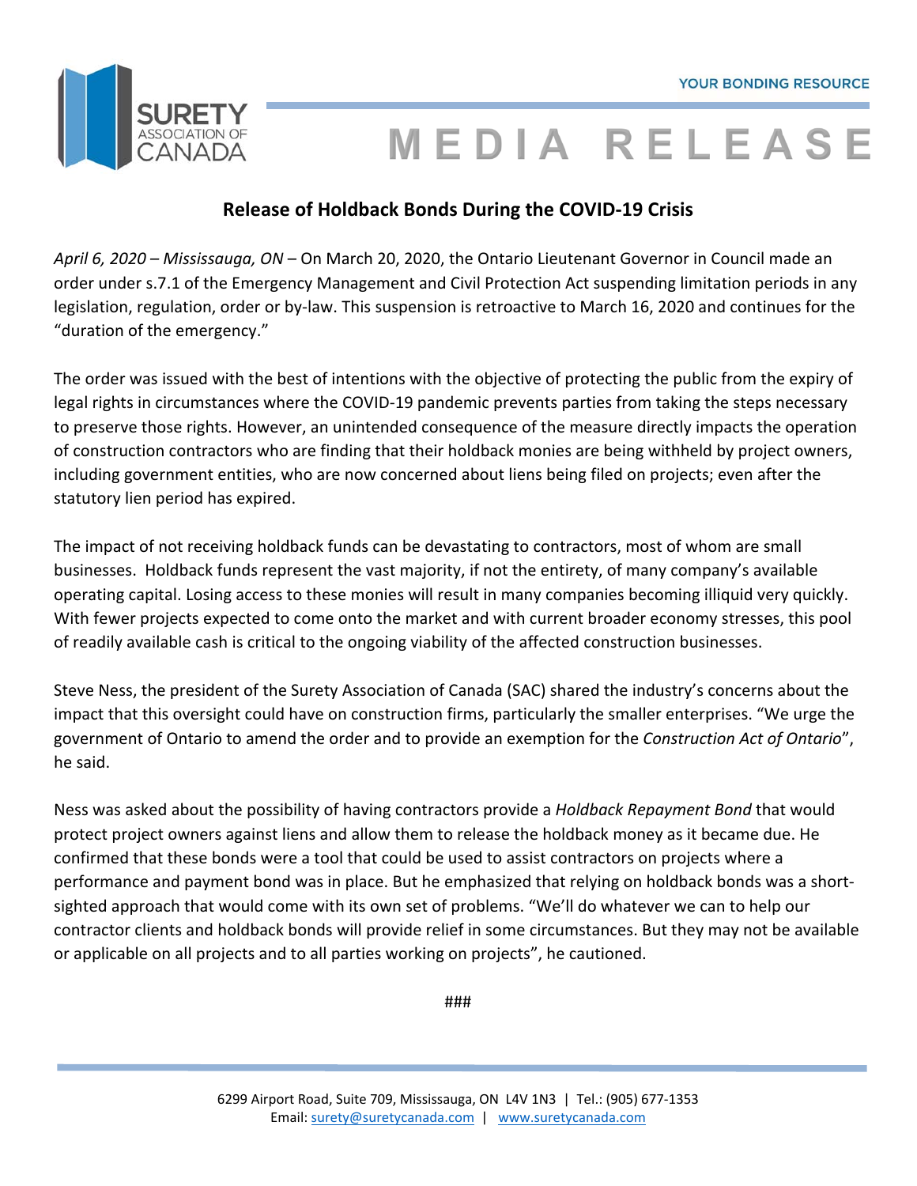SURETY ASSOCIATION OF CANADA

YOUR BONDING RESOURCE

# MEDIA RELEASE

## Release of Holdback Bonds During the COVID-19 Crisis

*April 6, 2020 – Mississauga, ON* – On March 20, 2020, the Ontario Lieutenant Governor in Council made an order under s.7.1 of the Emergency Management and Civil Protection Act suspending limitation periods in any legislation, regulation, order or by-law. This suspension is retroactive to March 16, 2020 and continues for the "duration of the emergency."

The order was issued with the best of intentions with the objective of protecting the public from the expiry of legal rights in circumstances where the COVID-19 pandemic prevents parties from taking the steps necessary to preserve those rights. However, an unintended consequence of the measure directly impacts the operation of construction contractors who are finding that their holdback monies are being withheld by project owners, including government entities, who are now concerned about liens being filed on projects; even after the statutory lien period has expired.

The impact of not receiving holdback funds can be devastating to contractors, most of whom are small businesses. Holdback funds represent the vast majority, if not the entirety, of many company's available operating capital. Losing access to these monies will result in many companies becoming illiquid very quickly. With fewer projects expected to come onto the market and with current broader economy stresses, this pool of readily available cash is critical to the ongoing viability of the affected construction businesses.

Steve Ness, the president of the Surety Association of Canada (SAC) shared the industry's concerns about the impact that this oversight could have on construction firms, particularly the smaller enterprises. "We urge the government of Ontario to amend the order and to provide an exemption for the *Construction Act of Ontario*", he said.

Ness was asked about the possibility of having contractors provide a *Holdback Repayment Bond* that would protect project owners against liens and allow them to release the holdback money as it became due. He confirmed that these bonds were a tool that could be used to assist contractors on projects where a performance and payment bond was in place. But he emphasized that relying on holdback bonds was a short-sighted approach that would come with its own set of problems. "We'll do whatever we can to help our contractor clients and holdback bonds will provide relief in some circumstances. But they may not be available or applicable on all projects and to all parties working on projects", he cautioned.

###

6299 Airport Road, Suite 709, Mississauga, ON L4V 1N3 | Tel.: (905) 677-1353
Email: surety@suretycanada.com | www.suretycanada.com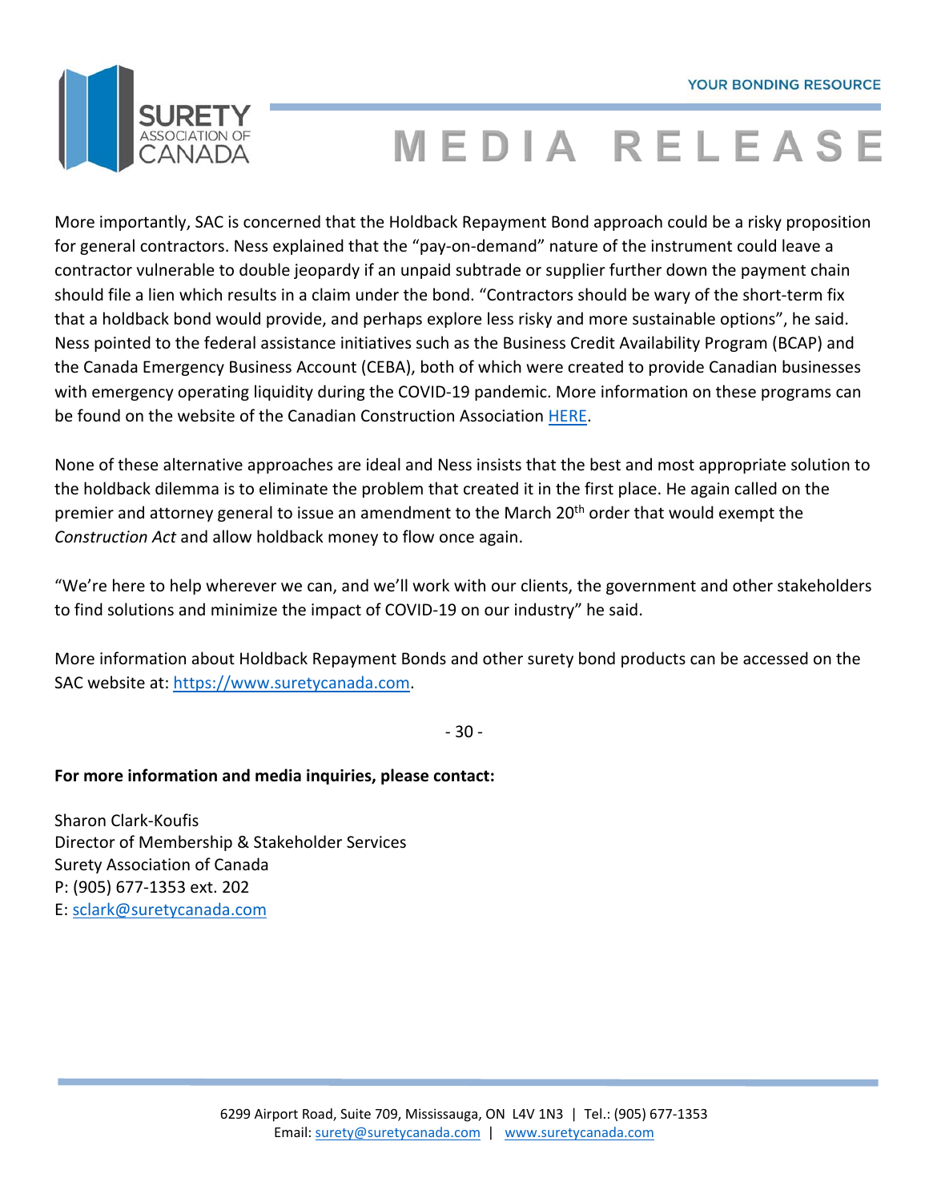More importantly, SAC is concerned that the Holdback Repayment Bond approach could be a risky proposition for general contractors. Ness explained that the "pay-on-demand" nature of the instrument could leave a contractor vulnerable to double jeopardy if an unpaid subtrade or supplier further down the payment chain should file a lien which results in a claim under the bond. "Contractors should be wary of the short-term fix that a holdback bond would provide, and perhaps explore less risky and more sustainable options", he said. Ness pointed to the federal assistance initiatives such as the Business Credit Availability Program (BCAP) and the Canada Emergency Business Account (CEBA), both of which were created to provide Canadian businesses with emergency operating liquidity during the COVID-19 pandemic. More information on these programs can be found on the website of the Canadian Construction Association HERE.

None of these alternative approaches are ideal and Ness insists that the best and most appropriate solution to the holdback dilemma is to eliminate the problem that created it in the first place. He again called on the premier and attorney general to issue an amendment to the March 20th order that would exempt the *Construction Act* and allow holdback money to flow once again.

"We're here to help wherever we can, and we'll work with our clients, the government and other stakeholders to find solutions and minimize the impact of COVID-19 on our industry" he said.

More information about Holdback Repayment Bonds and other surety bond products can be accessed on the SAC website at: https://www.suretycanada.com.

- 30 -

**For more information and media inquiries, please contact:**

Sharon Clark-Koufis
Director of Membership & Stakeholder Services
Surety Association of Canada
P: (905) 677-1353 ext. 202
E: sclark@suretycanada.com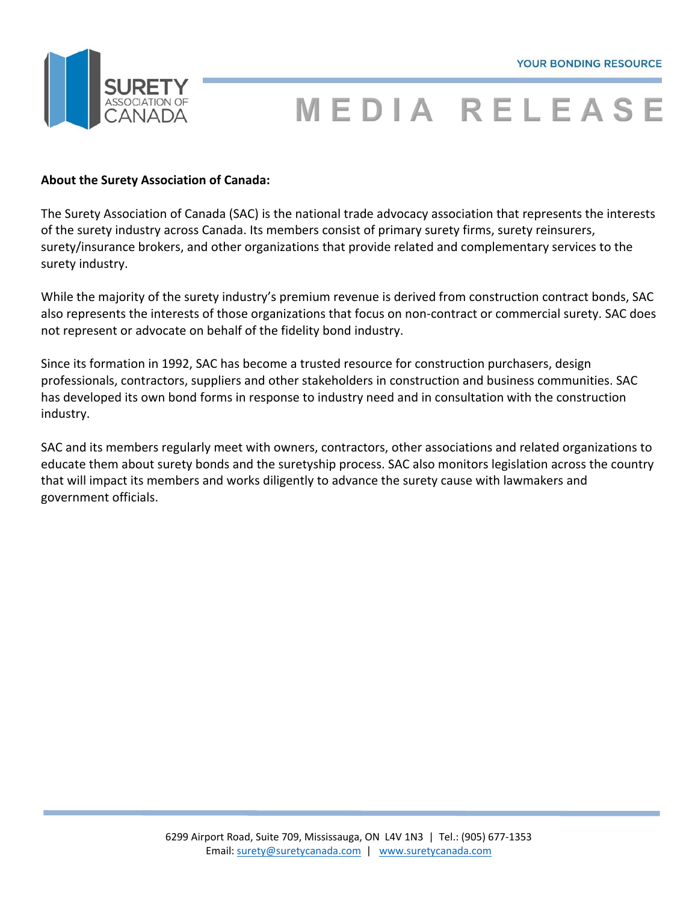**About the Surety Association of Canada:**

The Surety Association of Canada (SAC) is the national trade advocacy association that represents the interests of the surety industry across Canada. Its members consist of primary surety firms, surety reinsurers, surety/insurance brokers, and other organizations that provide related and complementary services to the surety industry.

While the majority of the surety industry's premium revenue is derived from construction contract bonds, SAC also represents the interests of those organizations that focus on non-contract or commercial surety. SAC does not represent or advocate on behalf of the fidelity bond industry.

Since its formation in 1992, SAC has become a trusted resource for construction purchasers, design professionals, contractors, suppliers and other stakeholders in construction and business communities. SAC has developed its own bond forms in response to industry need and in consultation with the construction industry.

SAC and its members regularly meet with owners, contractors, other associations and related organizations to educate them about surety bonds and the suretyship process. SAC also monitors legislation across the country that will impact its members and works diligently to advance the surety cause with lawmakers and government officials.